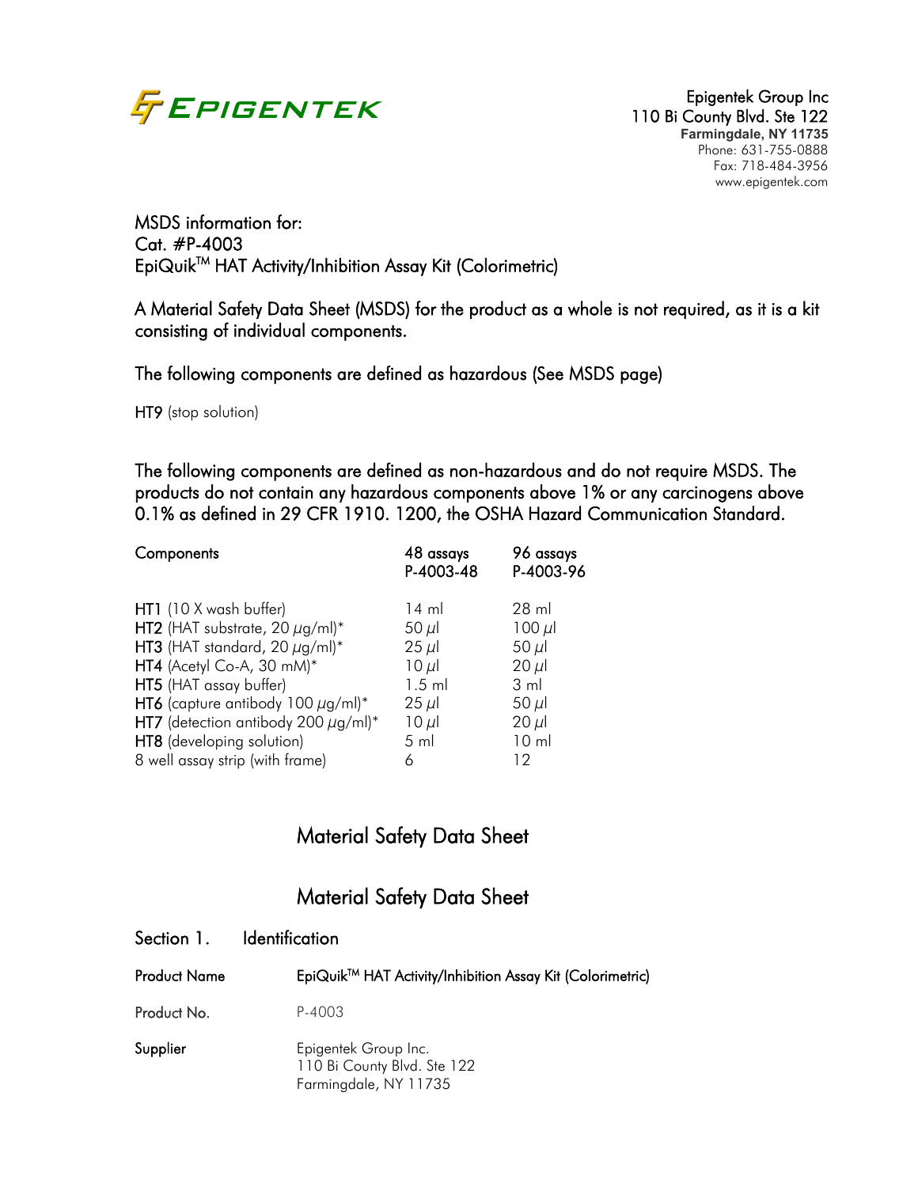Epigentek Group Inc
110 Bi County Blvd. Ste 122
**Farmingdale, NY 11735**
Phone: 631-755-0888
Fax: 718-484-3956
www.epigentek.com

MSDS information for:
Cat. #P-4003
EpiQuik™ HAT Activity/Inhibition Assay Kit (Colorimetric)

A Material Safety Data Sheet (MSDS) for the product as a whole is not required, as it is a kit consisting of individual components.

The following components are defined as hazardous (See MSDS page)

**HT9** (stop solution)

The following components are defined as non-hazardous and do not require MSDS. The products do not contain any hazardous components above 1% or any carcinogens above 0.1% as defined in 29 CFR 1910. 1200, the OSHA Hazard Communication Standard.

| Components | 48 assays P-4003-48 | 96 assays P-4003-96 |
|---|---|---|
| **HT1** (10 X wash buffer) | 14 ml | 28 ml |
| **HT2** (HAT substrate, 20 μg/ml)* | 50 μl | 100 μl |
| **HT3** (HAT standard, 20 μg/ml)* | 25 μl | 50 μl |
| **HT4** (Acetyl Co-A, 30 mM)* | 10 μl | 20 μl |
| **HT5** (HAT assay buffer) | 1.5 ml | 3 ml |
| **HT6** (capture antibody 100 μg/ml)* | 25 μl | 50 μl |
| **HT7** (detection antibody 200 μg/ml)* | 10 μl | 20 μl |
| **HT8** (developing solution) | 5 ml | 10 ml |
| 8 well assay strip (with frame) | 6 | 12 |

## Material Safety Data Sheet

## Material Safety Data Sheet

### Section 1. Identification

**Product Name** EpiQuik™ HAT Activity/Inhibition Assay Kit (Colorimetric)

**Product No.** P-4003

**Supplier** Epigentek Group Inc.
110 Bi County Blvd. Ste 122
Farmingdale, NY 11735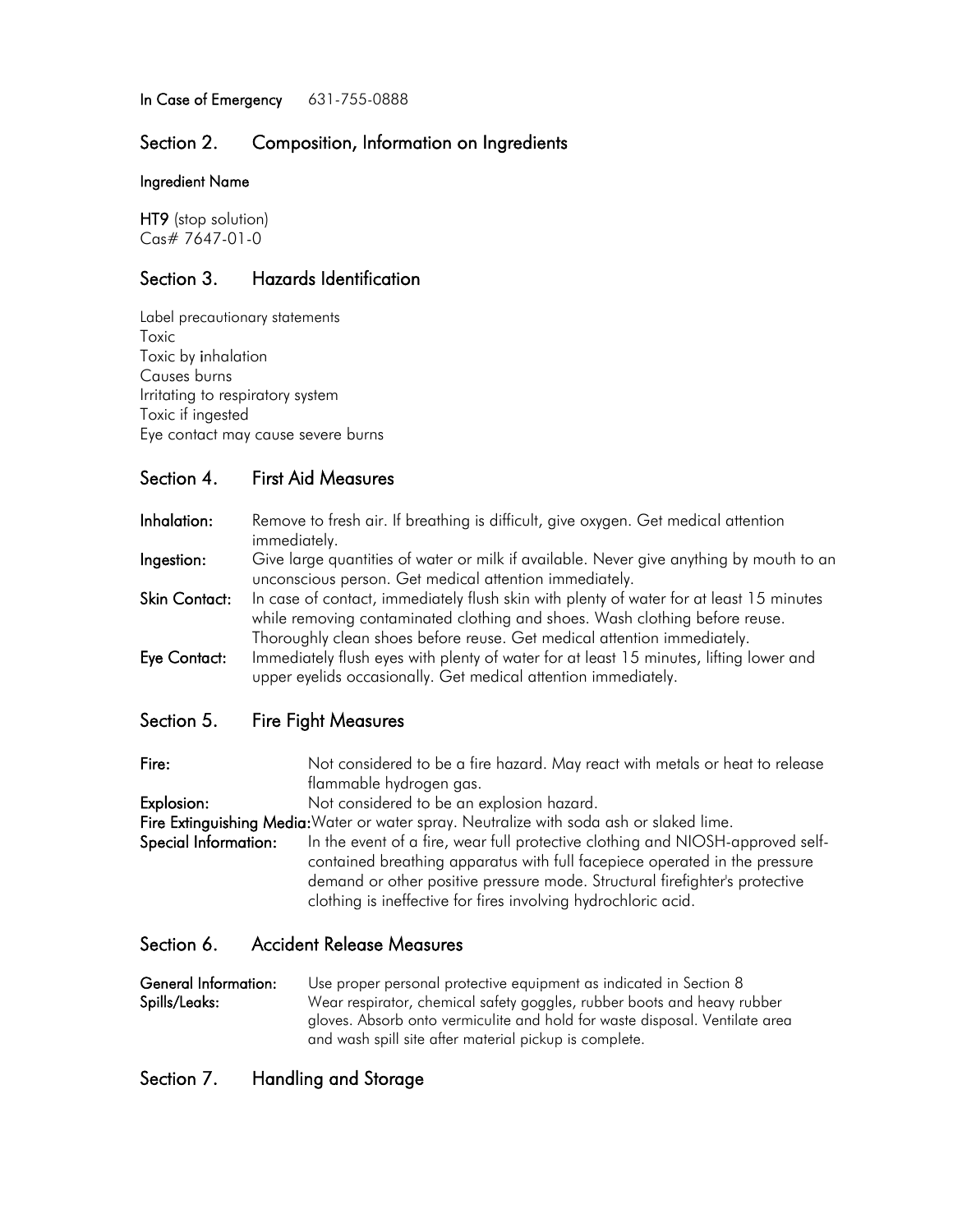**In Case of Emergency** 631-755-0888

## Section 2. Composition, Information on Ingredients

**Ingredient Name**

**HT9** (stop solution)
Cas# 7647-01-0

## Section 3. Hazards Identification

Label precautionary statements
Toxic
Toxic by inhalation
Causes burns
Irritating to respiratory system
Toxic if ingested
Eye contact may cause severe burns

## Section 4. First Aid Measures

**Inhalation:** Remove to fresh air. If breathing is difficult, give oxygen. Get medical attention immediately.

**Ingestion:** Give large quantities of water or milk if available. Never give anything by mouth to an unconscious person. Get medical attention immediately.

**Skin Contact:** In case of contact, immediately flush skin with plenty of water for at least 15 minutes while removing contaminated clothing and shoes. Wash clothing before reuse. Thoroughly clean shoes before reuse. Get medical attention immediately.

**Eye Contact:** Immediately flush eyes with plenty of water for at least 15 minutes, lifting lower and upper eyelids occasionally. Get medical attention immediately.

## Section 5. Fire Fight Measures

**Fire:** Not considered to be a fire hazard. May react with metals or heat to release flammable hydrogen gas.

**Explosion:** Not considered to be an explosion hazard.

**Fire Extinguishing Media:** Water or water spray. Neutralize with soda ash or slaked lime.

**Special Information:** In the event of a fire, wear full protective clothing and NIOSH-approved self-contained breathing apparatus with full facepiece operated in the pressure demand or other positive pressure mode. Structural firefighter's protective clothing is ineffective for fires involving hydrochloric acid.

## Section 6. Accident Release Measures

**General Information:** Use proper personal protective equipment as indicated in Section 8

**Spills/Leaks:** Wear respirator, chemical safety goggles, rubber boots and heavy rubber gloves. Absorb onto vermiculite and hold for waste disposal. Ventilate area and wash spill site after material pickup is complete.

## Section 7. Handling and Storage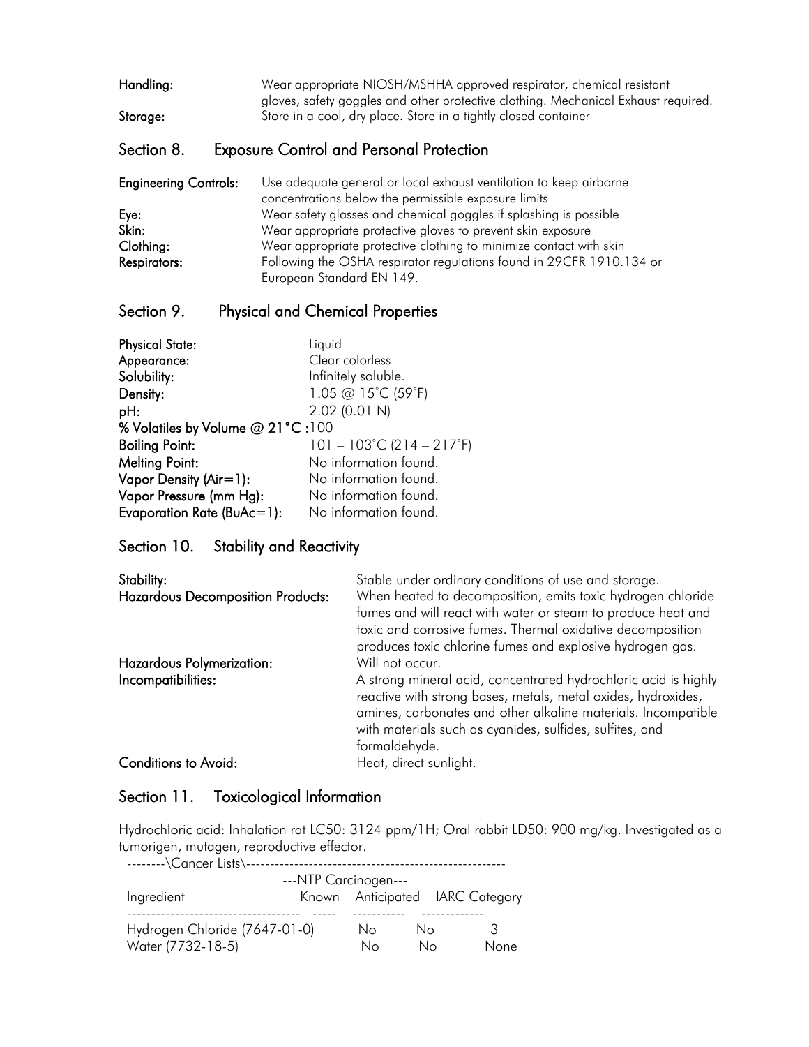**Handling:** Wear appropriate NIOSH/MSHHA approved respirator, chemical resistant gloves, safety goggles and other protective clothing. Mechanical Exhaust required.

**Storage:** Store in a cool, dry place. Store in a tightly closed container

## Section 8. Exposure Control and Personal Protection

**Engineering Controls:** Use adequate general or local exhaust ventilation to keep airborne concentrations below the permissible exposure limits

**Eye:** Wear safety glasses and chemical goggles if splashing is possible

**Skin:** Wear appropriate protective gloves to prevent skin exposure

**Clothing:** Wear appropriate protective clothing to minimize contact with skin

**Respirators:** Following the OSHA respirator regulations found in 29CFR 1910.134 or European Standard EN 149.

## Section 9. Physical and Chemical Properties

**Physical State:** Liquid
**Appearance:** Clear colorless
**Solubility:** Infinitely soluble.
**Density:** 1.05 @ 15˚C (59˚F)
**pH:** 2.02 (0.01 N)
**% Volatiles by Volume @ 21°C :** 100
**Boiling Point:** 101 – 103˚C (214 – 217˚F)
**Melting Point:** No information found.
**Vapor Density (Air=1):** No information found.
**Vapor Pressure (mm Hg):** No information found.
**Evaporation Rate (BuAc=1):** No information found.

## Section 10. Stability and Reactivity

**Stability:** Stable under ordinary conditions of use and storage.

**Hazardous Decomposition Products:** When heated to decomposition, emits toxic hydrogen chloride fumes and will react with water or steam to produce heat and toxic and corrosive fumes. Thermal oxidative decomposition produces toxic chlorine fumes and explosive hydrogen gas.

**Hazardous Polymerization:** Will not occur.

**Incompatibilities:** A strong mineral acid, concentrated hydrochloric acid is highly reactive with strong bases, metals, metal oxides, hydroxides, amines, carbonates and other alkaline materials. Incompatible with materials such as cyanides, sulfides, sulfites, and formaldehyde.

**Conditions to Avoid:** Heat, direct sunlight.

## Section 11. Toxicological Information

Hydrochloric acid: Inhalation rat LC50: 3124 ppm/1H; Oral rabbit LD50: 900 mg/kg. Investigated as a tumorigen, mutagen, reproductive effector.

--------\Cancer Lists\----------------------------------------------------

| | ---NTP Carcinogen--- | | |
|---|---|---|---|
| Ingredient | Known | Anticipated | IARC Category |
| Hydrogen Chloride (7647-01-0) | No | No | 3 |
| Water (7732-18-5) | No | No | None |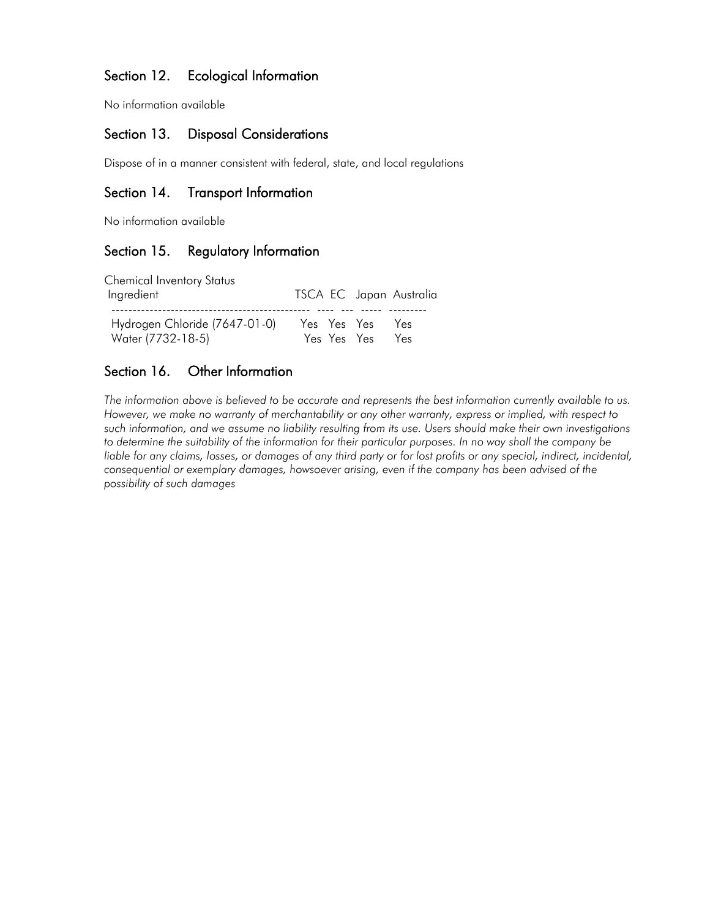## Section 12. Ecological Information

No information available

## Section 13. Disposal Considerations

Dispose of in a manner consistent with federal, state, and local regulations

## Section 14. Transport Information

No information available

## Section 15. Regulatory Information

Chemical Inventory Status

| Ingredient | TSCA | EC | Japan | Australia |
|---|---|---|---|---|
| Hydrogen Chloride (7647-01-0) | Yes | Yes | Yes | Yes |
| Water (7732-18-5) | Yes | Yes | Yes | Yes |

## Section 16. Other Information

*The information above is believed to be accurate and represents the best information currently available to us. However, we make no warranty of merchantability or any other warranty, express or implied, with respect to such information, and we assume no liability resulting from its use. Users should make their own investigations to determine the suitability of the information for their particular purposes. In no way shall the company be liable for any claims, losses, or damages of any third party or for lost profits or any special, indirect, incidental, consequential or exemplary damages, howsoever arising, even if the company has been advised of the possibility of such damages*